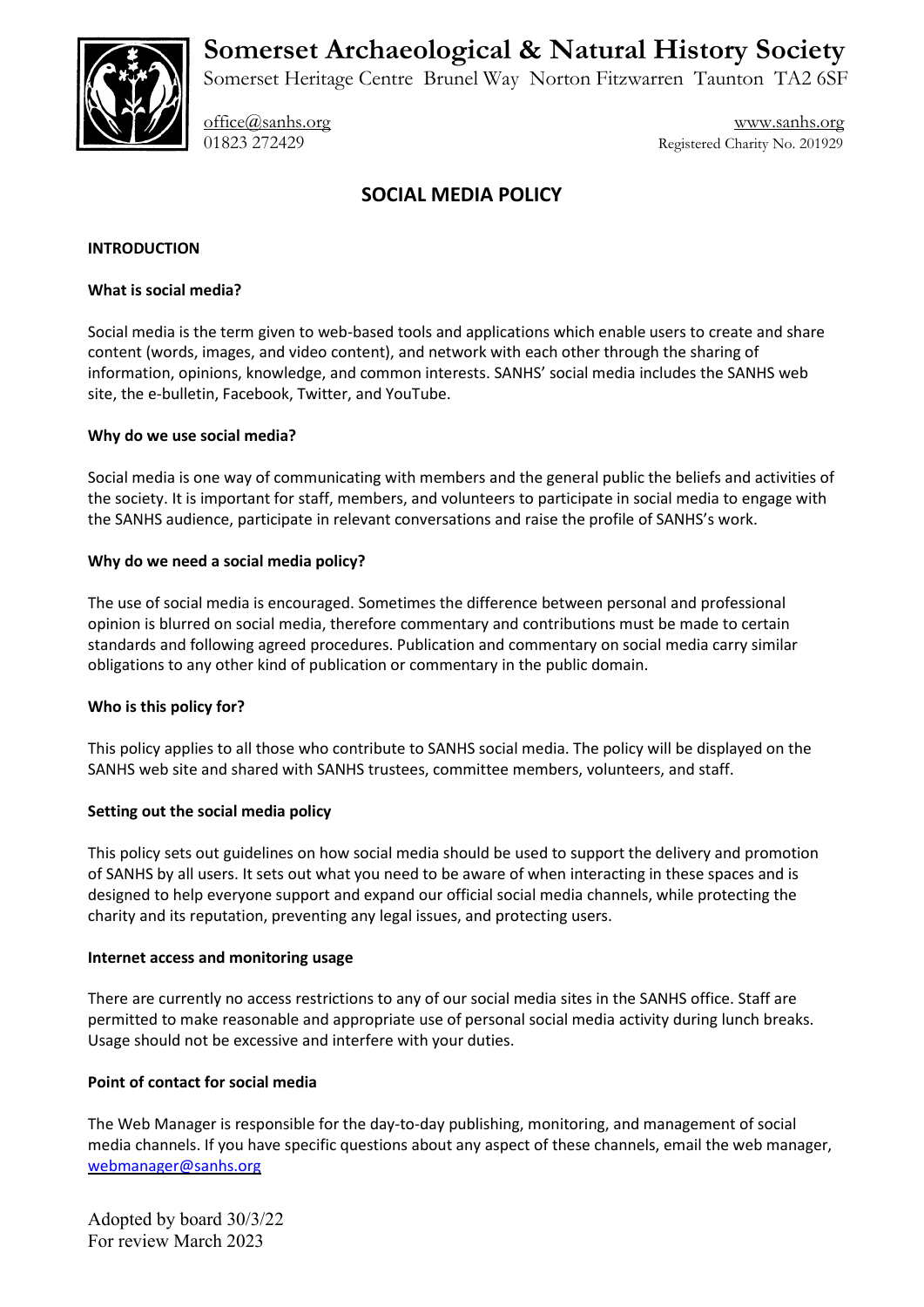# Somerset Archaeological & Natural History Society

Somerset Heritage Centre Brunel Way Norton Fitzwarren Taunton TA2 6SF

office@sanhs.org
01823 272429

www.sanhs.org
Registered Charity No. 201929

## SOCIAL MEDIA POLICY

**INTRODUCTION**

**What is social media?**

Social media is the term given to web-based tools and applications which enable users to create and share content (words, images, and video content), and network with each other through the sharing of information, opinions, knowledge, and common interests. SANHS' social media includes the SANHS web site, the e-bulletin, Facebook, Twitter, and YouTube.

**Why do we use social media?**

Social media is one way of communicating with members and the general public the beliefs and activities of the society. It is important for staff, members, and volunteers to participate in social media to engage with the SANHS audience, participate in relevant conversations and raise the profile of SANHS's work.

**Why do we need a social media policy?**

The use of social media is encouraged. Sometimes the difference between personal and professional opinion is blurred on social media, therefore commentary and contributions must be made to certain standards and following agreed procedures. Publication and commentary on social media carry similar obligations to any other kind of publication or commentary in the public domain.

**Who is this policy for?**

This policy applies to all those who contribute to SANHS social media. The policy will be displayed on the SANHS web site and shared with SANHS trustees, committee members, volunteers, and staff.

**Setting out the social media policy**

This policy sets out guidelines on how social media should be used to support the delivery and promotion of SANHS by all users. It sets out what you need to be aware of when interacting in these spaces and is designed to help everyone support and expand our official social media channels, while protecting the charity and its reputation, preventing any legal issues, and protecting users.

**Internet access and monitoring usage**

There are currently no access restrictions to any of our social media sites in the SANHS office. Staff are permitted to make reasonable and appropriate use of personal social media activity during lunch breaks. Usage should not be excessive and interfere with your duties.

**Point of contact for social media**

The Web Manager is responsible for the day-to-day publishing, monitoring, and management of social media channels. If you have specific questions about any aspect of these channels, email the web manager, webmanager@sanhs.org

Adopted by board 30/3/22
For review March 2023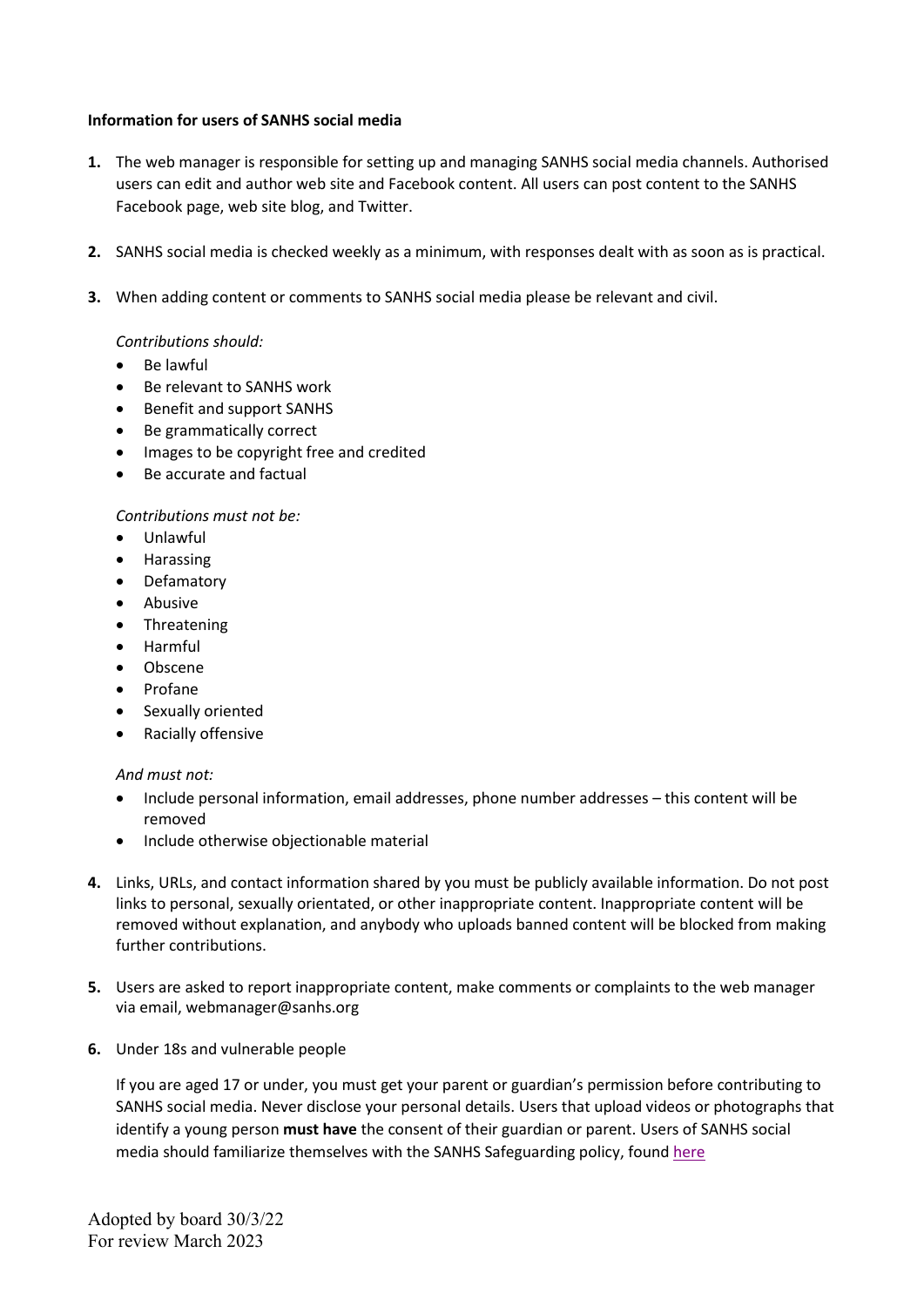**Information for users of SANHS social media**

1. The web manager is responsible for setting up and managing SANHS social media channels. Authorised users can edit and author web site and Facebook content. All users can post content to the SANHS Facebook page, web site blog, and Twitter.

2. SANHS social media is checked weekly as a minimum, with responses dealt with as soon as is practical.

3. When adding content or comments to SANHS social media please be relevant and civil.

   *Contributions should:*
   - Be lawful
   - Be relevant to SANHS work
   - Benefit and support SANHS
   - Be grammatically correct
   - Images to be copyright free and credited
   - Be accurate and factual

   *Contributions must not be:*
   - Unlawful
   - Harassing
   - Defamatory
   - Abusive
   - Threatening
   - Harmful
   - Obscene
   - Profane
   - Sexually oriented
   - Racially offensive

   *And must not:*
   - Include personal information, email addresses, phone number addresses – this content will be removed
   - Include otherwise objectionable material

4. Links, URLs, and contact information shared by you must be publicly available information. Do not post links to personal, sexually orientated, or other inappropriate content. Inappropriate content will be removed without explanation, and anybody who uploads banned content will be blocked from making further contributions.

5. Users are asked to report inappropriate content, make comments or complaints to the web manager via email, webmanager@sanhs.org

6. Under 18s and vulnerable people

   If you are aged 17 or under, you must get your parent or guardian's permission before contributing to SANHS social media. Never disclose your personal details. Users that upload videos or photographs that identify a young person **must have** the consent of their guardian or parent. Users of SANHS social media should familiarize themselves with the SANHS Safeguarding policy, found here

Adopted by board 30/3/22
For review March 2023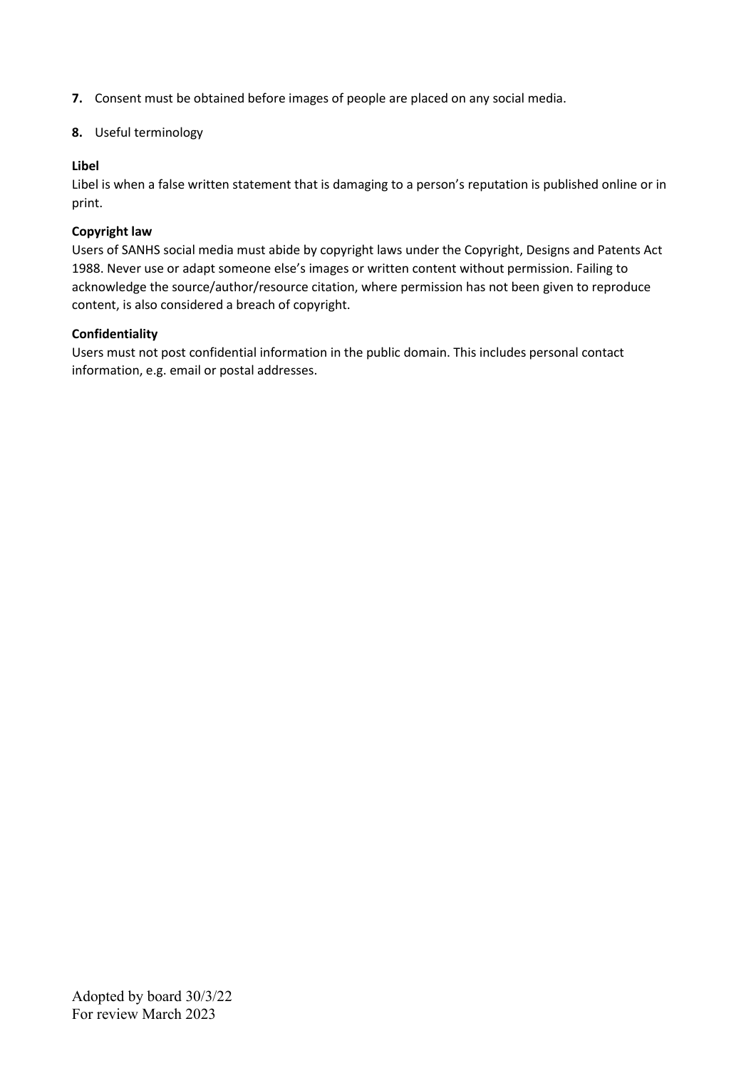**7.** Consent must be obtained before images of people are placed on any social media.

**8.** Useful terminology

**Libel**

Libel is when a false written statement that is damaging to a person's reputation is published online or in print.

**Copyright law**

Users of SANHS social media must abide by copyright laws under the Copyright, Designs and Patents Act 1988. Never use or adapt someone else's images or written content without permission. Failing to acknowledge the source/author/resource citation, where permission has not been given to reproduce content, is also considered a breach of copyright.

**Confidentiality**

Users must not post confidential information in the public domain. This includes personal contact information, e.g. email or postal addresses.

Adopted by board 30/3/22
For review March 2023